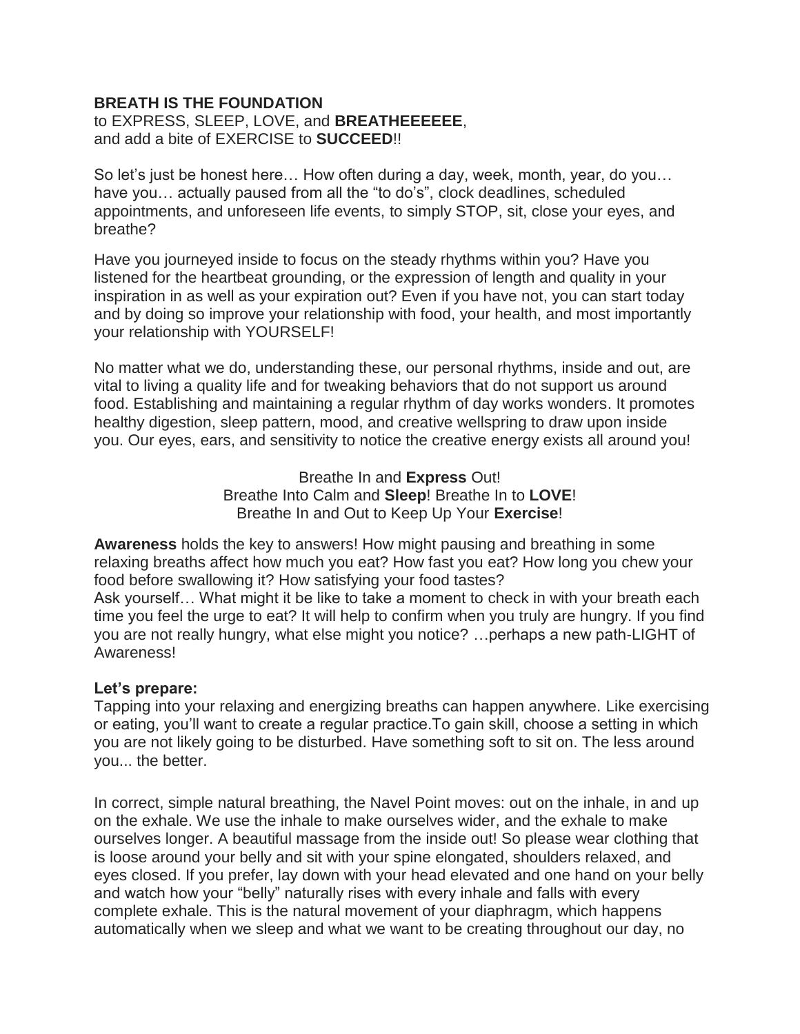**BREATH IS THE FOUNDATION**
to EXPRESS, SLEEP, LOVE, and **BREATHEEEEEE**,
and add a bite of EXERCISE to **SUCCEED**!!

So let's just be honest here… How often during a day, week, month, year, do you… have you… actually paused from all the "to do's", clock deadlines, scheduled appointments, and unforeseen life events, to simply STOP, sit, close your eyes, and breathe?

Have you journeyed inside to focus on the steady rhythms within you? Have you listened for the heartbeat grounding, or the expression of length and quality in your inspiration in as well as your expiration out? Even if you have not, you can start today and by doing so improve your relationship with food, your health, and most importantly your relationship with YOURSELF!

No matter what we do, understanding these, our personal rhythms, inside and out, are vital to living a quality life and for tweaking behaviors that do not support us around food. Establishing and maintaining a regular rhythm of day works wonders. It promotes healthy digestion, sleep pattern, mood, and creative wellspring to draw upon inside you. Our eyes, ears, and sensitivity to notice the creative energy exists all around you!

Breathe In and **Express** Out!
Breathe Into Calm and **Sleep**! Breathe In to **LOVE**!
Breathe In and Out to Keep Up Your **Exercise**!

**Awareness** holds the key to answers! How might pausing and breathing in some relaxing breaths affect how much you eat? How fast you eat? How long you chew your food before swallowing it? How satisfying your food tastes?
Ask yourself… What might it be like to take a moment to check in with your breath each time you feel the urge to eat? It will help to confirm when you truly are hungry. If you find you are not really hungry, what else might you notice? …perhaps a new path-LIGHT of Awareness!

**Let's prepare:**
Tapping into your relaxing and energizing breaths can happen anywhere. Like exercising or eating, you'll want to create a regular practice.To gain skill, choose a setting in which you are not likely going to be disturbed. Have something soft to sit on. The less around you... the better.

In correct, simple natural breathing, the Navel Point moves: out on the inhale, in and up on the exhale. We use the inhale to make ourselves wider, and the exhale to make ourselves longer. A beautiful massage from the inside out! So please wear clothing that is loose around your belly and sit with your spine elongated, shoulders relaxed, and eyes closed. If you prefer, lay down with your head elevated and one hand on your belly and watch how your "belly" naturally rises with every inhale and falls with every complete exhale. This is the natural movement of your diaphragm, which happens automatically when we sleep and what we want to be creating throughout our day, no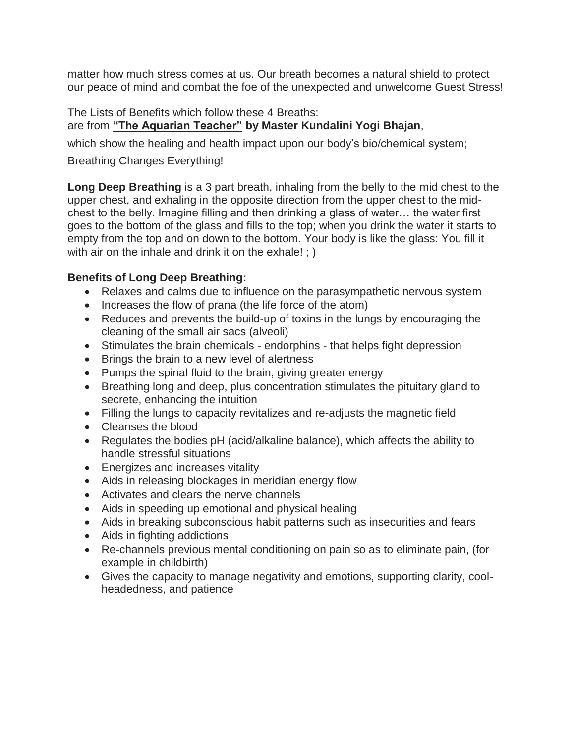matter how much stress comes at us. Our breath becomes a natural shield to protect our peace of mind and combat the foe of the unexpected and unwelcome Guest Stress!

The Lists of Benefits which follow these 4 Breaths:
are from **"The Aquarian Teacher" by Master Kundalini Yogi Bhajan**,

which show the healing and health impact upon our body's bio/chemical system;

Breathing Changes Everything!

**Long Deep Breathing** is a 3 part breath, inhaling from the belly to the mid chest to the upper chest, and exhaling in the opposite direction from the upper chest to the mid-chest to the belly. Imagine filling and then drinking a glass of water… the water first goes to the bottom of the glass and fills to the top; when you drink the water it starts to empty from the top and on down to the bottom. Your body is like the glass: You fill it with air on the inhale and drink it on the exhale! ; )

**Benefits of Long Deep Breathing:**

- Relaxes and calms due to influence on the parasympathetic nervous system
- Increases the flow of prana (the life force of the atom)
- Reduces and prevents the build-up of toxins in the lungs by encouraging the cleaning of the small air sacs (alveoli)
- Stimulates the brain chemicals - endorphins - that helps fight depression
- Brings the brain to a new level of alertness
- Pumps the spinal fluid to the brain, giving greater energy
- Breathing long and deep, plus concentration stimulates the pituitary gland to secrete, enhancing the intuition
- Filling the lungs to capacity revitalizes and re-adjusts the magnetic field
- Cleanses the blood
- Regulates the bodies pH (acid/alkaline balance), which affects the ability to handle stressful situations
- Energizes and increases vitality
- Aids in releasing blockages in meridian energy flow
- Activates and clears the nerve channels
- Aids in speeding up emotional and physical healing
- Aids in breaking subconscious habit patterns such as insecurities and fears
- Aids in fighting addictions
- Re-channels previous mental conditioning on pain so as to eliminate pain, (for example in childbirth)
- Gives the capacity to manage negativity and emotions, supporting clarity, cool-headedness, and patience